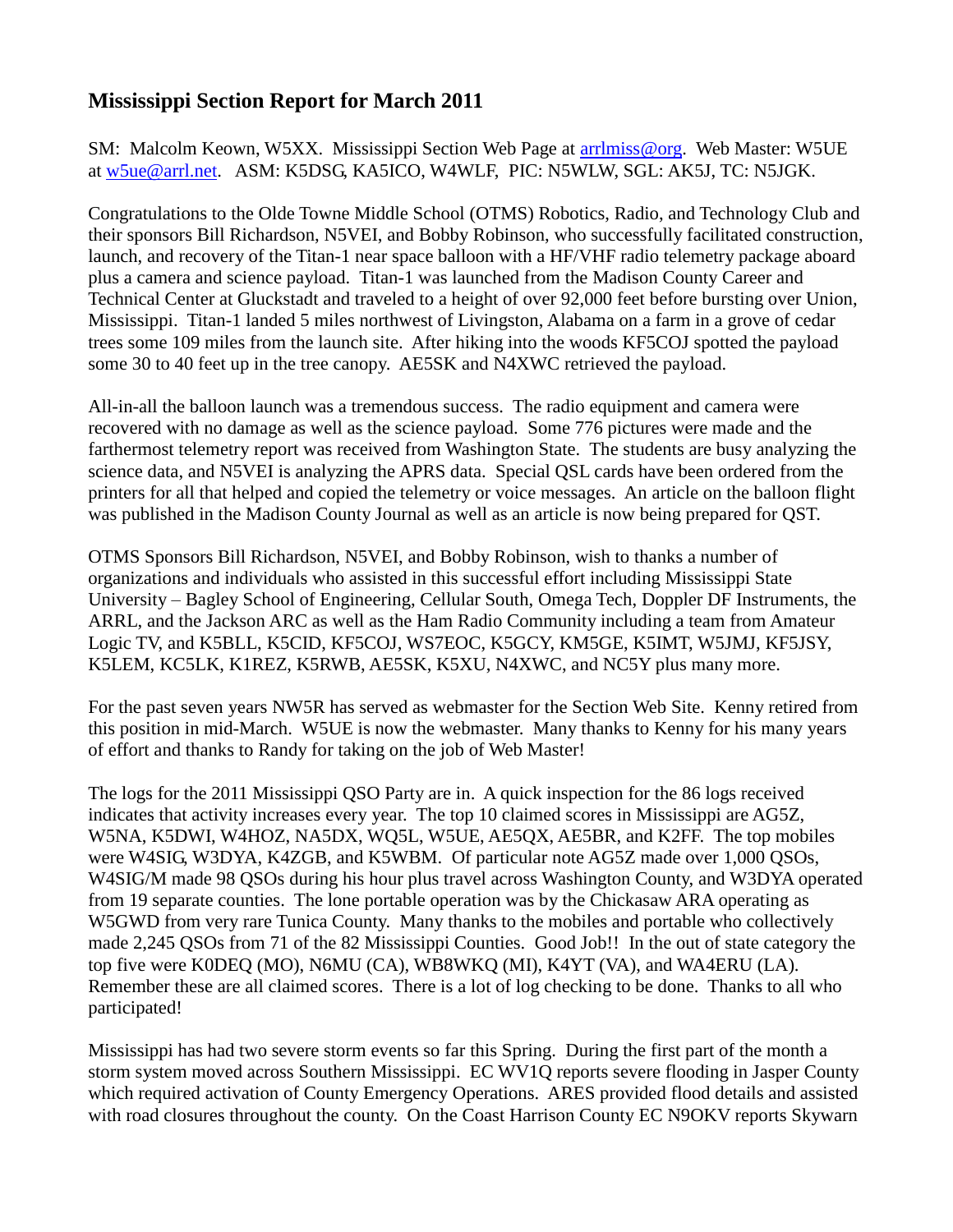## Mississippi Section Report for March 2011

SM: Malcolm Keown, W5XX. Mississippi Section Web Page at arrlmiss@org. Web Master: W5UE at w5ue@arrl.net. ASM: K5DSG, KA5ICO, W4WLF, PIC: N5WLW, SGL: AK5J, TC: N5JGK.

Congratulations to the Olde Towne Middle School (OTMS) Robotics, Radio, and Technology Club and their sponsors Bill Richardson, N5VEI, and Bobby Robinson, who successfully facilitated construction, launch, and recovery of the Titan-1 near space balloon with a HF/VHF radio telemetry package aboard plus a camera and science payload. Titan-1 was launched from the Madison County Career and Technical Center at Gluckstadt and traveled to a height of over 92,000 feet before bursting over Union, Mississippi. Titan-1 landed 5 miles northwest of Livingston, Alabama on a farm in a grove of cedar trees some 109 miles from the launch site. After hiking into the woods KF5COJ spotted the payload some 30 to 40 feet up in the tree canopy. AE5SK and N4XWC retrieved the payload.

All-in-all the balloon launch was a tremendous success. The radio equipment and camera were recovered with no damage as well as the science payload. Some 776 pictures were made and the farthermost telemetry report was received from Washington State. The students are busy analyzing the science data, and N5VEI is analyzing the APRS data. Special QSL cards have been ordered from the printers for all that helped and copied the telemetry or voice messages. An article on the balloon flight was published in the Madison County Journal as well as an article is now being prepared for QST.

OTMS Sponsors Bill Richardson, N5VEI, and Bobby Robinson, wish to thanks a number of organizations and individuals who assisted in this successful effort including Mississippi State University – Bagley School of Engineering, Cellular South, Omega Tech, Doppler DF Instruments, the ARRL, and the Jackson ARC as well as the Ham Radio Community including a team from Amateur Logic TV, and K5BLL, K5CID, KF5COJ, WS7EOC, K5GCY, KM5GE, K5IMT, W5JMJ, KF5JSY, K5LEM, KC5LK, K1REZ, K5RWB, AE5SK, K5XU, N4XWC, and NC5Y plus many more.

For the past seven years NW5R has served as webmaster for the Section Web Site. Kenny retired from this position in mid-March. W5UE is now the webmaster. Many thanks to Kenny for his many years of effort and thanks to Randy for taking on the job of Web Master!

The logs for the 2011 Mississippi QSO Party are in. A quick inspection for the 86 logs received indicates that activity increases every year. The top 10 claimed scores in Mississippi are AG5Z, W5NA, K5DWI, W4HOZ, NA5DX, WQ5L, W5UE, AE5QX, AE5BR, and K2FF. The top mobiles were W4SIG, W3DYA, K4ZGB, and K5WBM. Of particular note AG5Z made over 1,000 QSOs, W4SIG/M made 98 QSOs during his hour plus travel across Washington County, and W3DYA operated from 19 separate counties. The lone portable operation was by the Chickasaw ARA operating as W5GWD from very rare Tunica County. Many thanks to the mobiles and portable who collectively made 2,245 QSOs from 71 of the 82 Mississippi Counties. Good Job!! In the out of state category the top five were K0DEQ (MO), N6MU (CA), WB8WKQ (MI), K4YT (VA), and WA4ERU (LA). Remember these are all claimed scores. There is a lot of log checking to be done. Thanks to all who participated!

Mississippi has had two severe storm events so far this Spring. During the first part of the month a storm system moved across Southern Mississippi. EC WV1Q reports severe flooding in Jasper County which required activation of County Emergency Operations. ARES provided flood details and assisted with road closures throughout the county. On the Coast Harrison County EC N9OKV reports Skywarn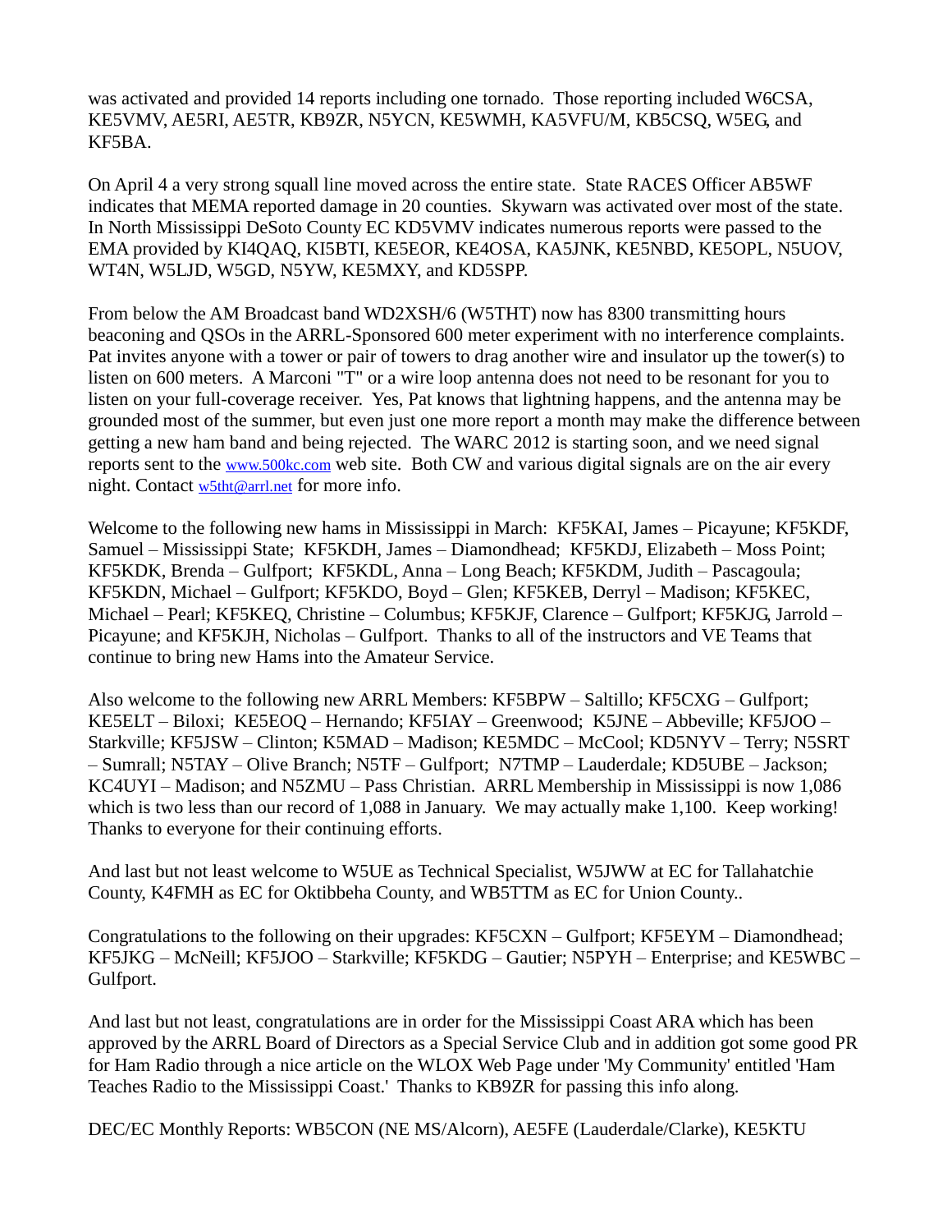was activated and provided 14 reports including one tornado. Those reporting included W6CSA, KE5VMV, AE5RI, AE5TR, KB9ZR, N5YCN, KE5WMH, KA5VFU/M, KB5CSQ, W5EG, and KF5BA.

On April 4 a very strong squall line moved across the entire state. State RACES Officer AB5WF indicates that MEMA reported damage in 20 counties. Skywarn was activated over most of the state. In North Mississippi DeSoto County EC KD5VMV indicates numerous reports were passed to the EMA provided by KI4QAQ, KI5BTI, KE5EOR, KE4OSA, KA5JNK, KE5NBD, KE5OPL, N5UOV, WT4N, W5LJD, W5GD, N5YW, KE5MXY, and KD5SPP.

From below the AM Broadcast band WD2XSH/6 (W5THT) now has 8300 transmitting hours beaconing and QSOs in the ARRL-Sponsored 600 meter experiment with no interference complaints. Pat invites anyone with a tower or pair of towers to drag another wire and insulator up the tower(s) to listen on 600 meters. A Marconi "T" or a wire loop antenna does not need to be resonant for you to listen on your full-coverage receiver. Yes, Pat knows that lightning happens, and the antenna may be grounded most of the summer, but even just one more report a month may make the difference between getting a new ham band and being rejected. The WARC 2012 is starting soon, and we need signal reports sent to the www.500kc.com web site. Both CW and various digital signals are on the air every night. Contact w5tht@arrl.net for more info.

Welcome to the following new hams in Mississippi in March: KF5KAI, James – Picayune; KF5KDF, Samuel – Mississippi State; KF5KDH, James – Diamondhead; KF5KDJ, Elizabeth – Moss Point; KF5KDK, Brenda – Gulfport; KF5KDL, Anna – Long Beach; KF5KDM, Judith – Pascagoula; KF5KDN, Michael – Gulfport; KF5KDO, Boyd – Glen; KF5KEB, Derryl – Madison; KF5KEC, Michael – Pearl; KF5KEQ, Christine – Columbus; KF5KJF, Clarence – Gulfport; KF5KJG, Jarrold – Picayune; and KF5KJH, Nicholas – Gulfport. Thanks to all of the instructors and VE Teams that continue to bring new Hams into the Amateur Service.

Also welcome to the following new ARRL Members: KF5BPW – Saltillo; KF5CXG – Gulfport; KE5ELT – Biloxi; KE5EOQ – Hernando; KF5IAY – Greenwood; K5JNE – Abbeville; KF5JOO – Starkville; KF5JSW – Clinton; K5MAD – Madison; KE5MDC – McCool; KD5NYV – Terry; N5SRT – Sumrall; N5TAY – Olive Branch; N5TF – Gulfport; N7TMP – Lauderdale; KD5UBE – Jackson; KC4UYI – Madison; and N5ZMU – Pass Christian. ARRL Membership in Mississippi is now 1,086 which is two less than our record of 1,088 in January. We may actually make 1,100. Keep working! Thanks to everyone for their continuing efforts.

And last but not least welcome to W5UE as Technical Specialist, W5JWW at EC for Tallahatchie County, K4FMH as EC for Oktibbeha County, and WB5TTM as EC for Union County..

Congratulations to the following on their upgrades: KF5CXN – Gulfport; KF5EYM – Diamondhead; KF5JKG – McNeill; KF5JOO – Starkville; KF5KDG – Gautier; N5PYH – Enterprise; and KE5WBC – Gulfport.

And last but not least, congratulations are in order for the Mississippi Coast ARA which has been approved by the ARRL Board of Directors as a Special Service Club and in addition got some good PR for Ham Radio through a nice article on the WLOX Web Page under 'My Community' entitled 'Ham Teaches Radio to the Mississippi Coast.' Thanks to KB9ZR for passing this info along.

DEC/EC Monthly Reports: WB5CON (NE MS/Alcorn), AE5FE (Lauderdale/Clarke), KE5KTU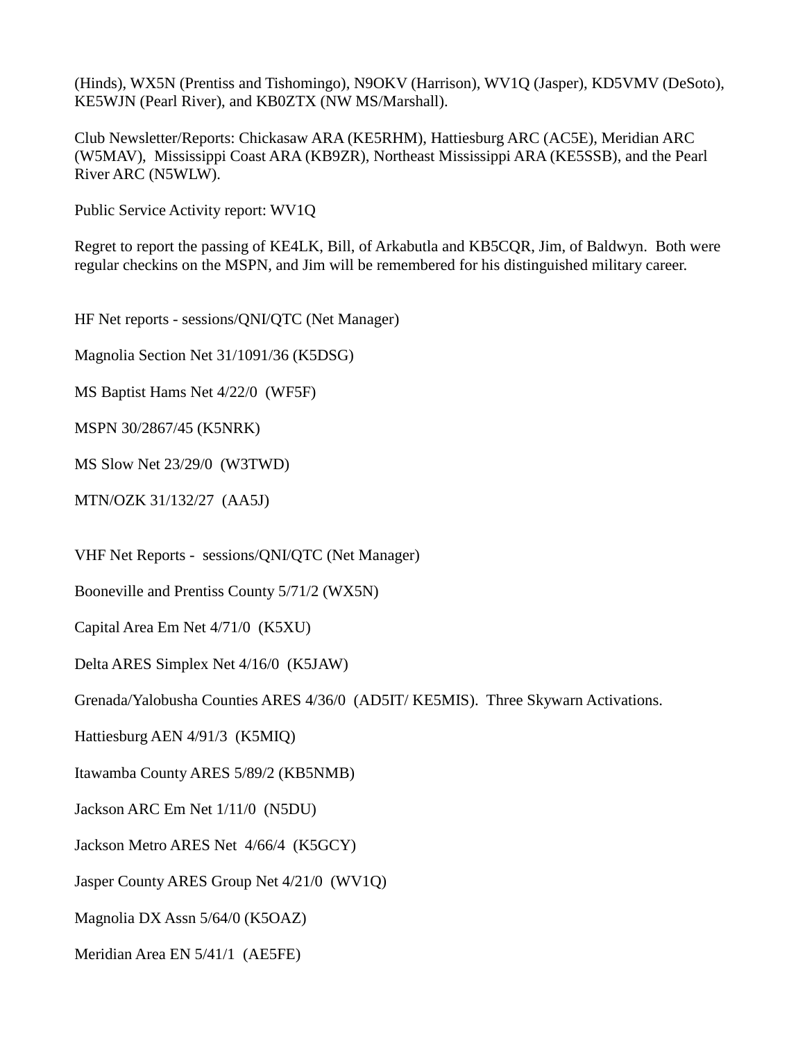(Hinds), WX5N (Prentiss and Tishomingo), N9OKV (Harrison), WV1Q (Jasper), KD5VMV (DeSoto), KE5WJN (Pearl River), and KB0ZTX (NW MS/Marshall).

Club Newsletter/Reports: Chickasaw ARA (KE5RHM), Hattiesburg ARC (AC5E), Meridian ARC (W5MAV), Mississippi Coast ARA (KB9ZR), Northeast Mississippi ARA (KE5SSB), and the Pearl River ARC (N5WLW).

Public Service Activity report: WV1Q

Regret to report the passing of KE4LK, Bill, of Arkabutla and KB5CQR, Jim, of Baldwyn. Both were regular checkins on the MSPN, and Jim will be remembered for his distinguished military career.

HF Net reports - sessions/QNI/QTC (Net Manager)

Magnolia Section Net 31/1091/36 (K5DSG)

MS Baptist Hams Net 4/22/0 (WF5F)

MSPN 30/2867/45 (K5NRK)

MS Slow Net 23/29/0 (W3TWD)

MTN/OZK 31/132/27 (AA5J)

VHF Net Reports - sessions/QNI/QTC (Net Manager)

Booneville and Prentiss County 5/71/2 (WX5N)

Capital Area Em Net 4/71/0 (K5XU)

Delta ARES Simplex Net 4/16/0 (K5JAW)

Grenada/Yalobusha Counties ARES 4/36/0 (AD5IT/ KE5MIS). Three Skywarn Activations.

Hattiesburg AEN 4/91/3 (K5MIQ)

Itawamba County ARES 5/89/2 (KB5NMB)

Jackson ARC Em Net 1/11/0 (N5DU)

Jackson Metro ARES Net 4/66/4 (K5GCY)

Jasper County ARES Group Net 4/21/0 (WV1Q)

Magnolia DX Assn 5/64/0 (K5OAZ)

Meridian Area EN 5/41/1 (AE5FE)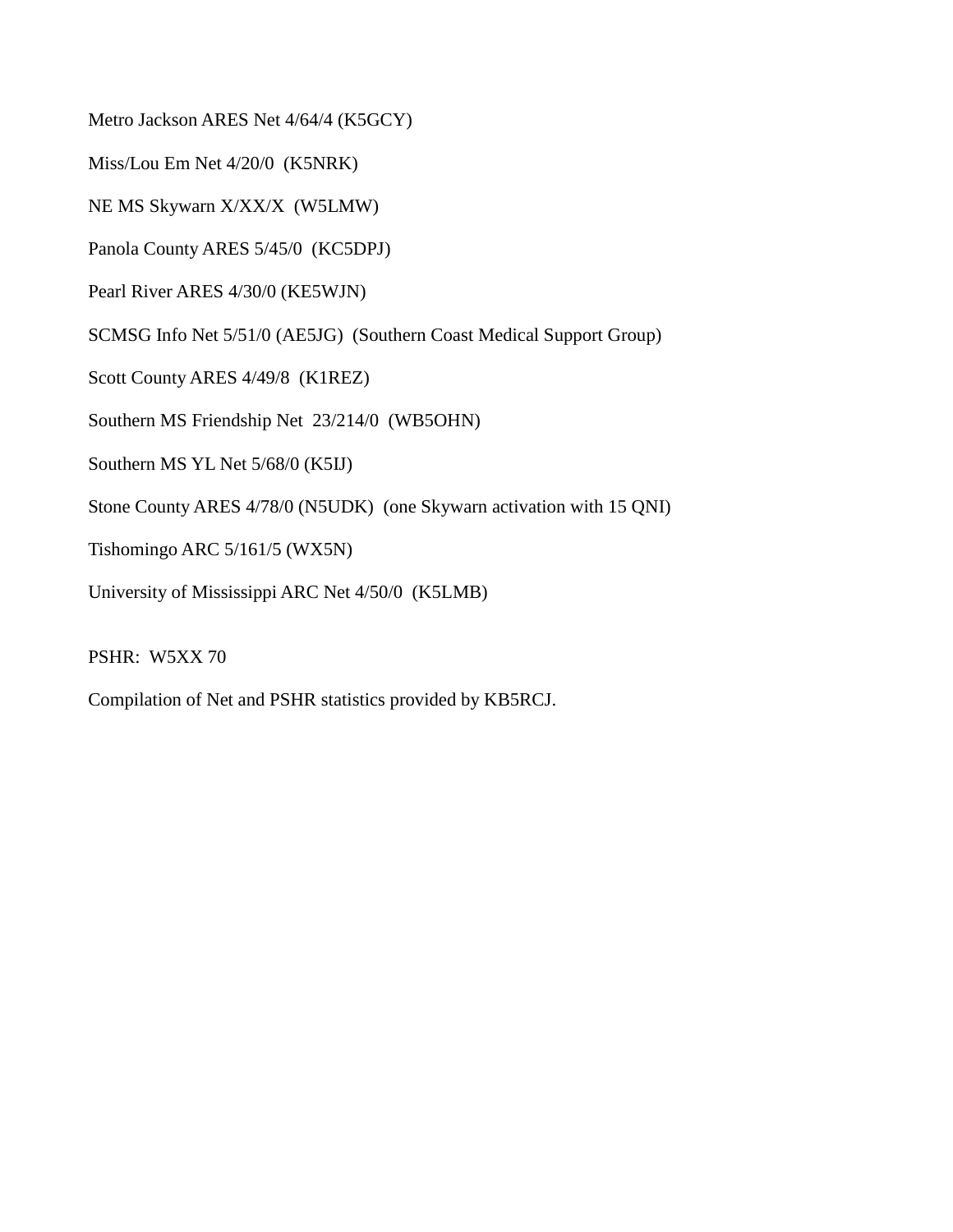Metro Jackson ARES Net 4/64/4 (K5GCY)

Miss/Lou Em Net 4/20/0  (K5NRK)

NE MS Skywarn X/XX/X  (W5LMW)

Panola County ARES 5/45/0  (KC5DPJ)

Pearl River ARES 4/30/0 (KE5WJN)

SCMSG Info Net 5/51/0 (AE5JG)  (Southern Coast Medical Support Group)

Scott County ARES 4/49/8  (K1REZ)

Southern MS Friendship Net  23/214/0  (WB5OHN)

Southern MS YL Net 5/68/0 (K5IJ)

Stone County ARES 4/78/0 (N5UDK)  (one Skywarn activation with 15 QNI)

Tishomingo ARC 5/161/5 (WX5N)

University of Mississippi ARC Net 4/50/0  (K5LMB)

PSHR:  W5XX 70

Compilation of Net and PSHR statistics provided by KB5RCJ.